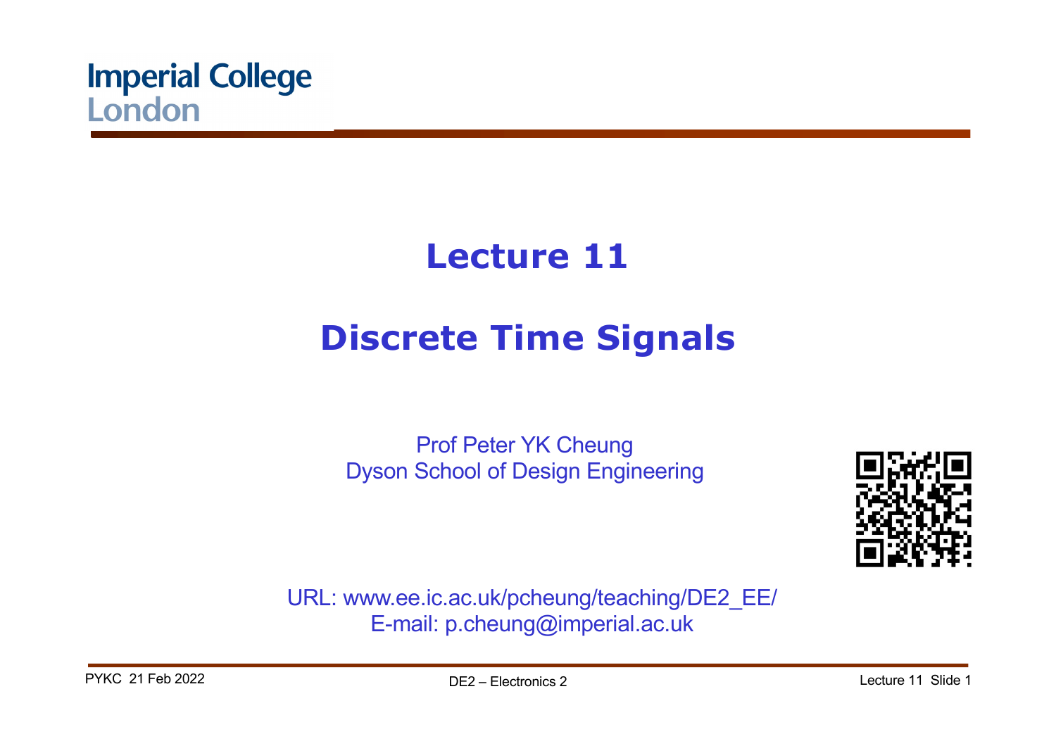Imperial College London

# Lecture 11

# Discrete Time Signals

Prof Peter YK Cheung
Dyson School of Design Engineering

URL: www.ee.ic.ac.uk/pcheung/teaching/DE2_EE/
E-mail: p.cheung@imperial.ac.uk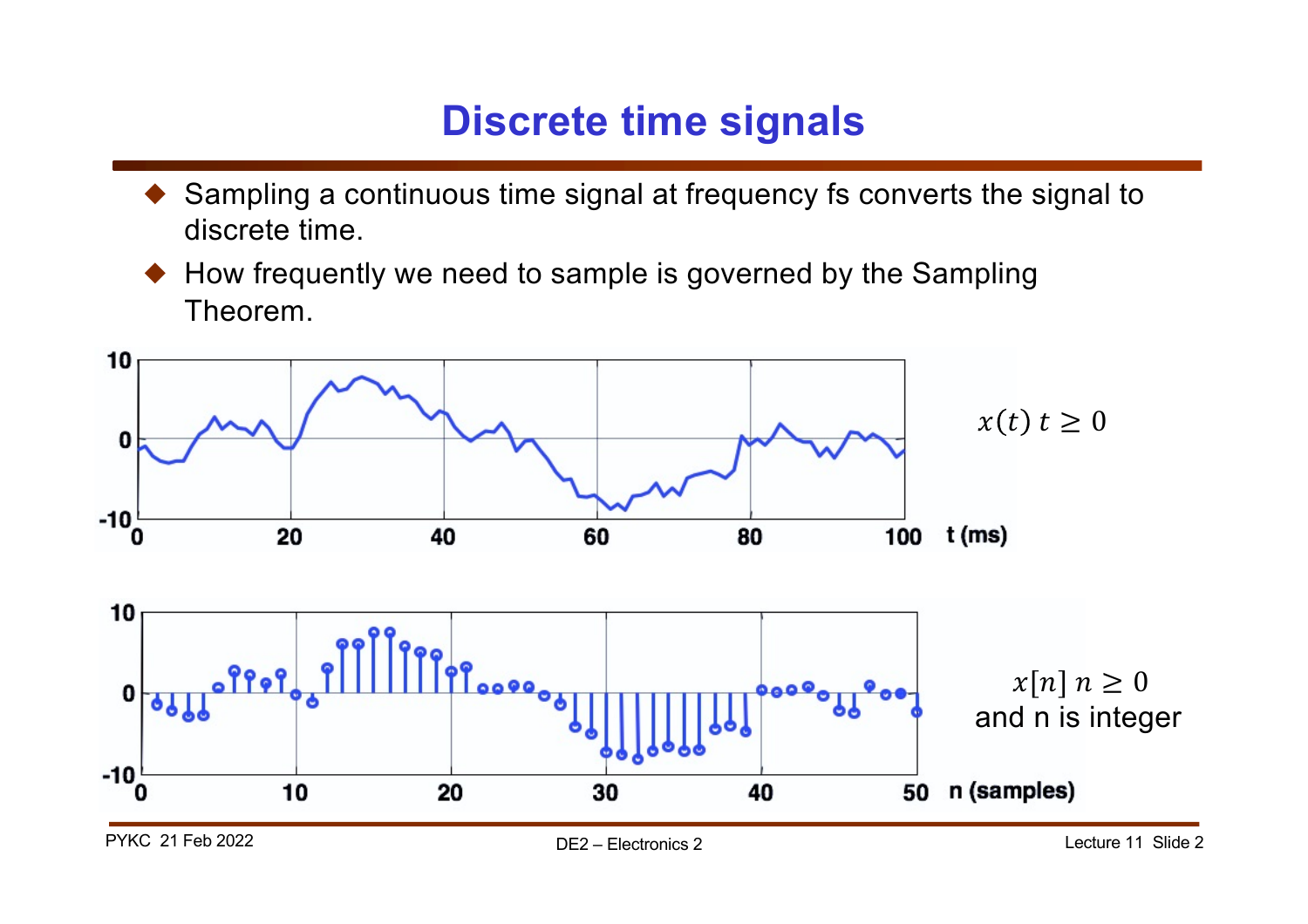# Discrete time signals

- Sampling a continuous time signal at frequency fs converts the signal to discrete time.
- How frequently we need to sample is governed by the Sampling Theorem.

$x(t)\ t \geq 0$

$x[n]\ n \geq 0$ and n is integer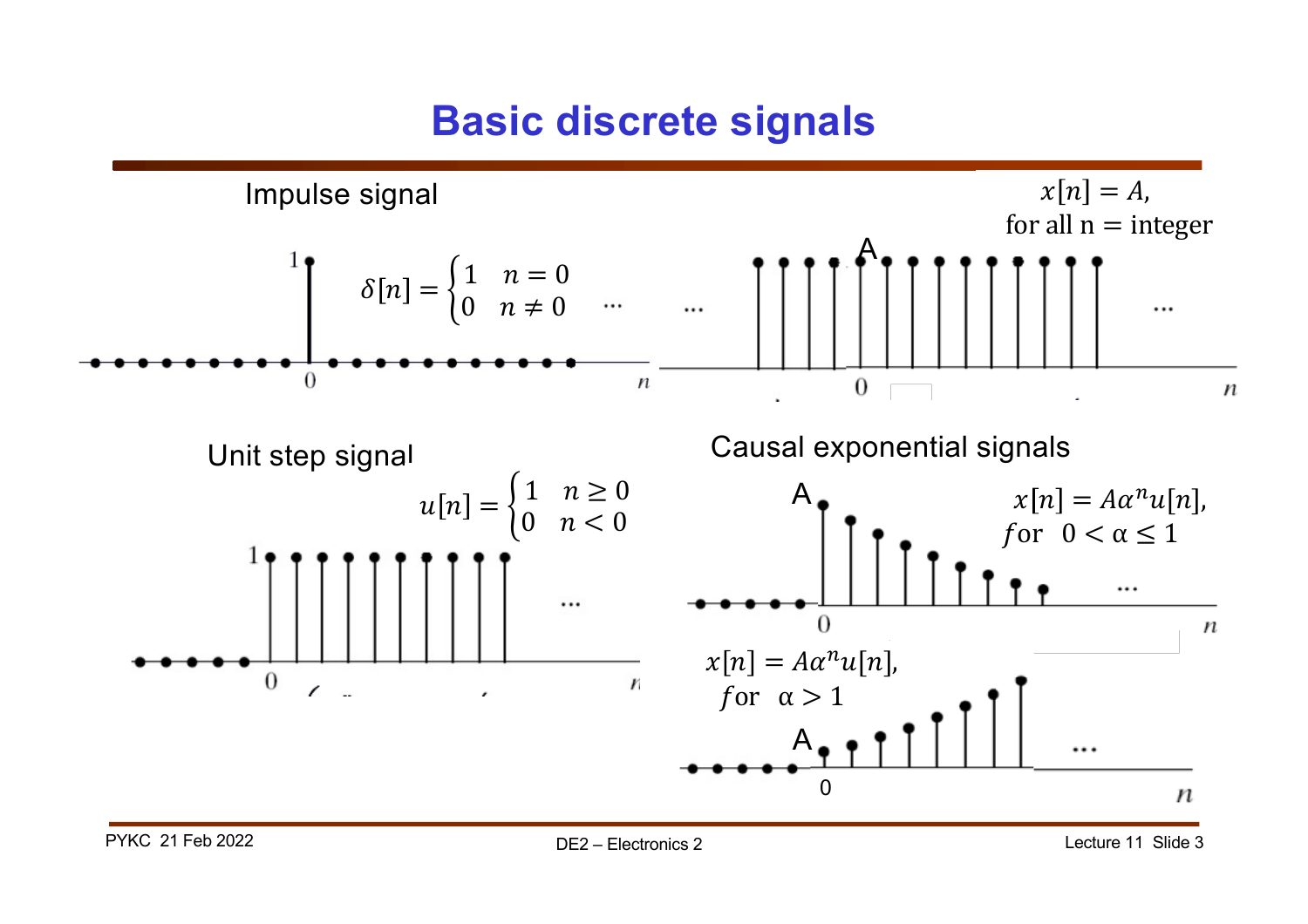# Basic discrete signals

**Impulse signal**

$$\delta[n] = \begin{cases} 1 & n = 0 \\ 0 & n \neq 0 \end{cases}$$

$x[n] = A,$
for all n = integer

**Unit step signal**

$$u[n] = \begin{cases} 1 & n \geq 0 \\ 0 & n < 0 \end{cases}$$

**Causal exponential signals**

$x[n] = A\alpha^n u[n],$
$for \;\; 0 < \alpha \leq 1$

$x[n] = A\alpha^n u[n],$
$for \;\; \alpha > 1$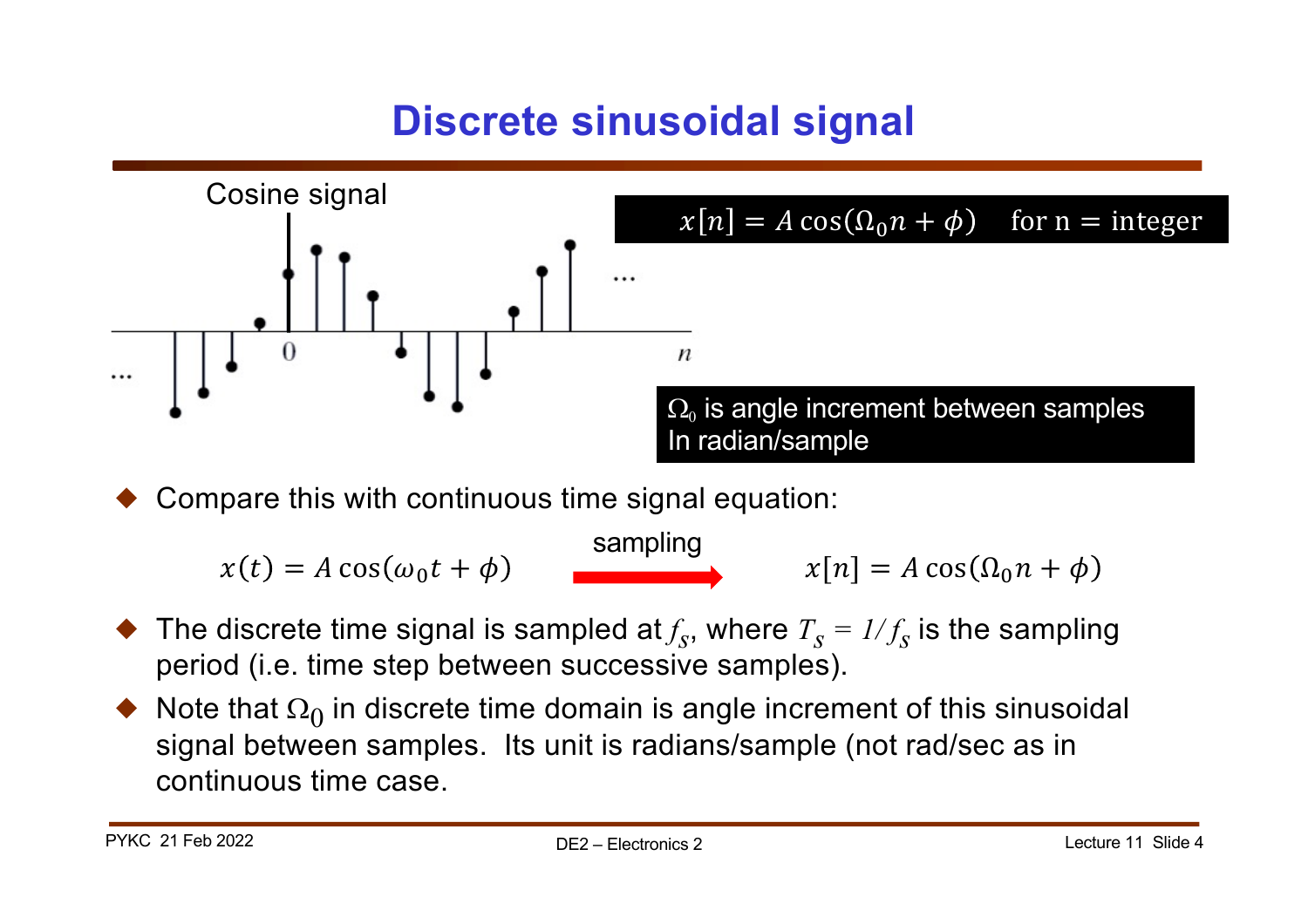# Discrete sinusoidal signal

Cosine signal

$$x[n] = A\cos(\Omega_0 n + \phi) \quad \text{for n = integer}$$

$\Omega_0$ is angle increment between samples
In radian/sample

- Compare this with continuous time signal equation:

$$x(t) = A\cos(\omega_0 t + \phi) \xrightarrow{\text{sampling}} x[n] = A\cos(\Omega_0 n + \phi)$$

- The discrete time signal is sampled at $f_S$, where $T_S = 1/f_S$ is the sampling period (i.e. time step between successive samples).
- Note that $\Omega_0$ in discrete time domain is angle increment of this sinusoidal signal between samples. Its unit is radians/sample (not rad/sec as in continuous time case.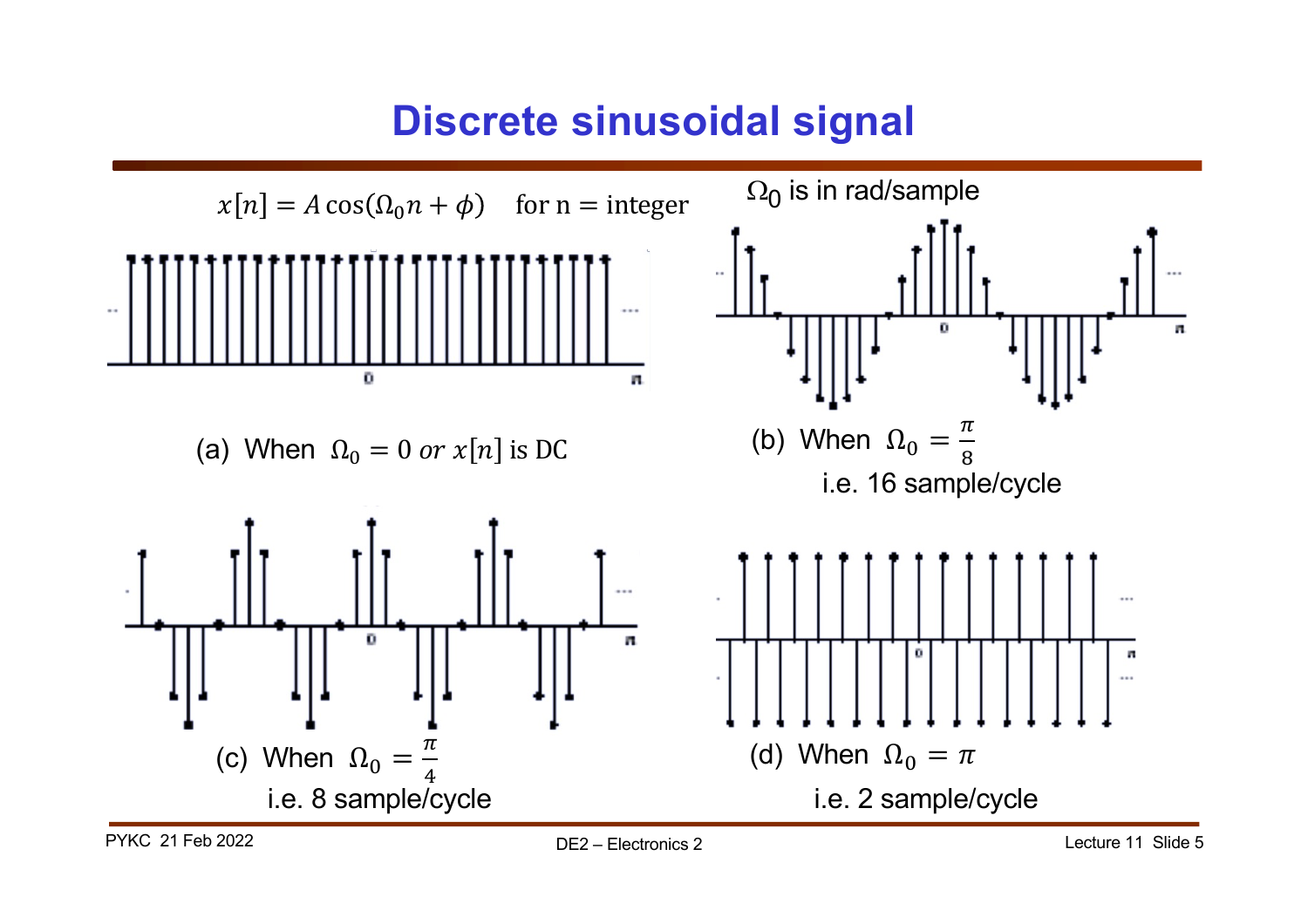# Discrete sinusoidal signal

$x[n] = A\cos(\Omega_0 n + \phi)$ for n = integer

$\Omega_0$ is in rad/sample

(a) When $\Omega_0 = 0$ *or* $x[n]$ is DC

(b) When $\Omega_0 = \frac{\pi}{8}$
i.e. 16 sample/cycle

(c) When $\Omega_0 = \frac{\pi}{4}$
i.e. 8 sample/cycle

(d) When $\Omega_0 = \pi$
i.e. 2 sample/cycle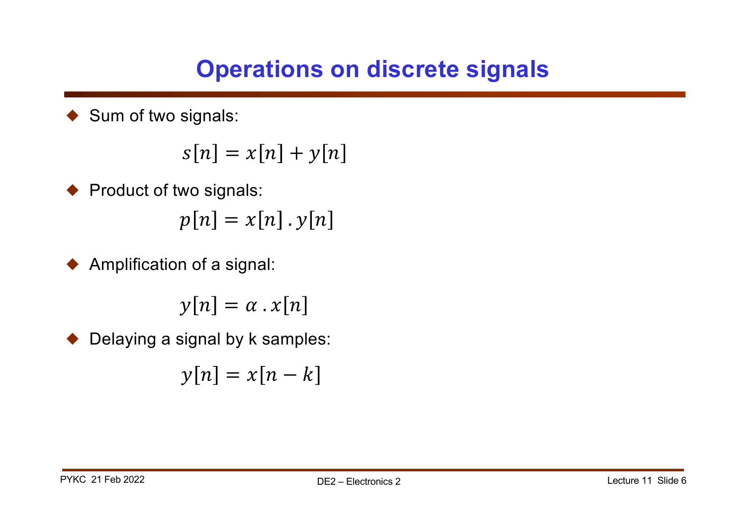# Operations on discrete signals

- Sum of two signals:

$$s[n] = x[n] + y[n]$$

- Product of two signals:

$$p[n] = x[n] \,.\, y[n]$$

- Amplification of a signal:

$$y[n] = \alpha \,.\, x[n]$$

- Delaying a signal by k samples:

$$y[n] = x[n-k]$$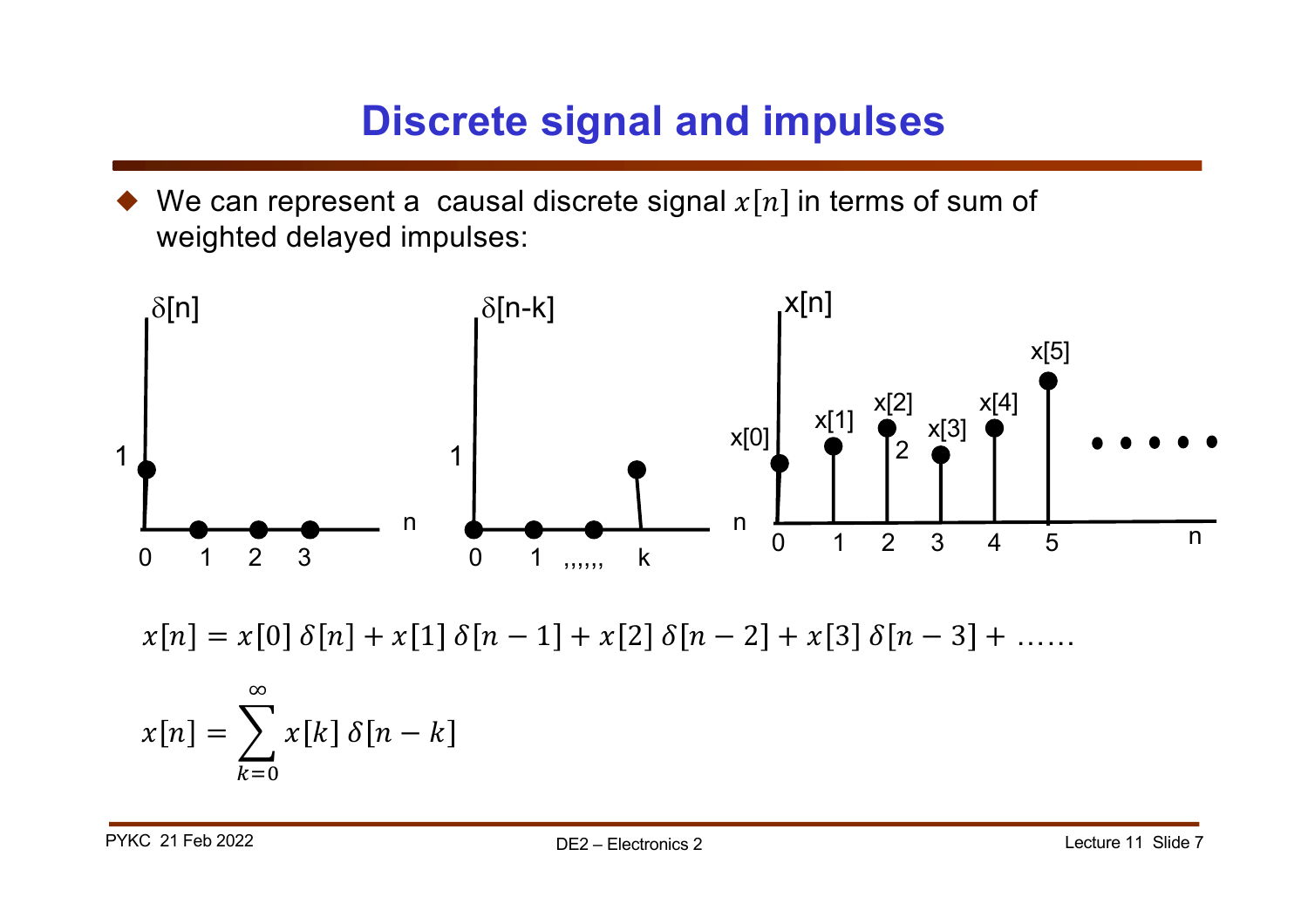# Discrete signal and impulses

- We can represent a causal discrete signal $x[n]$ in terms of sum of weighted delayed impulses:

$$x[n] = x[0]\,\delta[n] + x[1]\,\delta[n-1] + x[2]\,\delta[n-2] + x[3]\,\delta[n-3] + \ldots\ldots$$

$$x[n] = \sum_{k=0}^{\infty} x[k]\,\delta[n-k]$$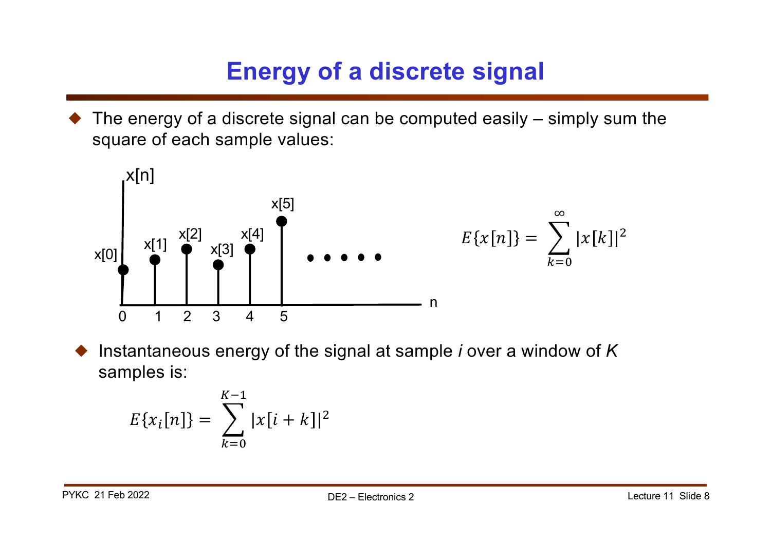# Energy of a discrete signal

- The energy of a discrete signal can be computed easily – simply sum the square of each sample values:

$$E\{x[n]\} = \sum_{k=0}^{\infty} |x[k]|^2$$

- Instantaneous energy of the signal at sample *i* over a window of *K* samples is:

$$E\{x_i[n]\} = \sum_{k=0}^{K-1} |x[i+k]|^2$$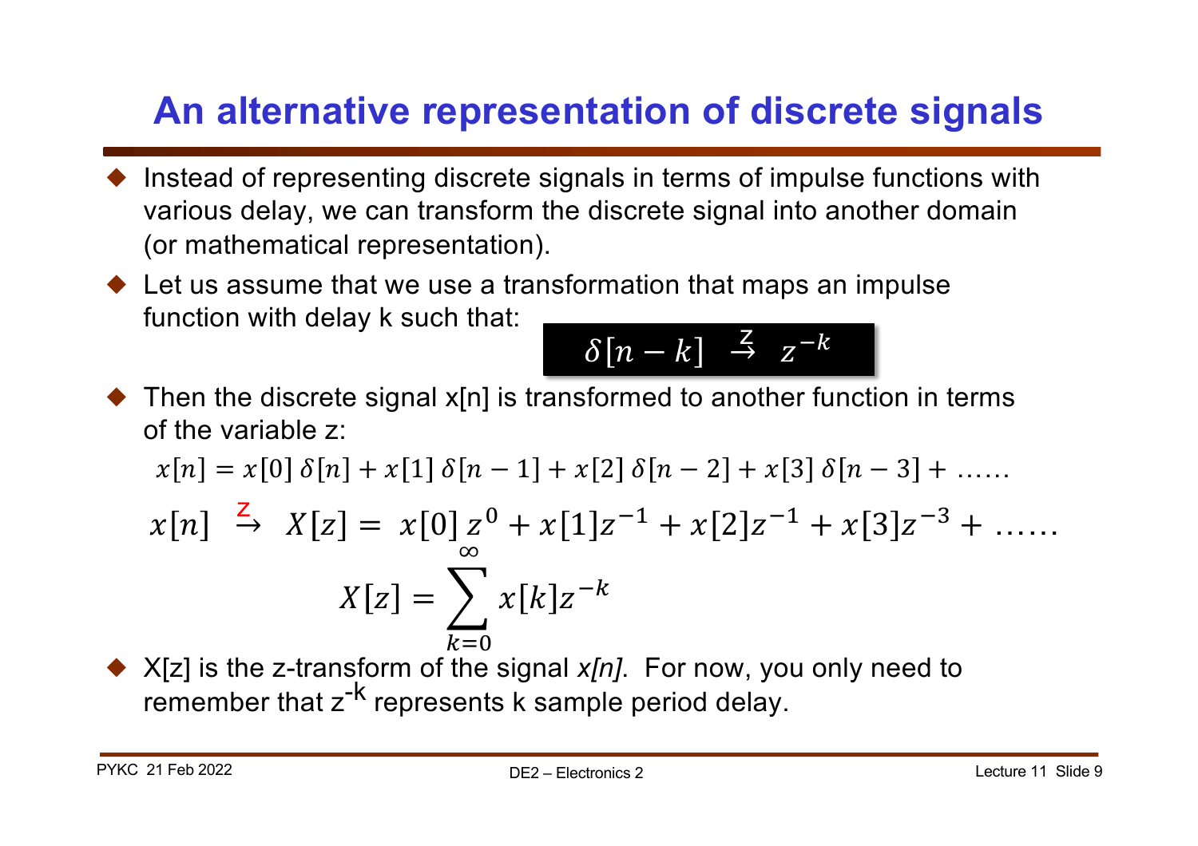# An alternative representation of discrete signals

- Instead of representing discrete signals in terms of impulse functions with various delay, we can transform the discrete signal into another domain (or mathematical representation).
- Let us assume that we use a transformation that maps an impulse function with delay k such that:

$$\delta[n-k] \overset{Z}{\rightarrow} z^{-k}$$

- Then the discrete signal x[n] is transformed to another function in terms of the variable z:

$$x[n] = x[0]\,\delta[n] + x[1]\,\delta[n-1] + x[2]\,\delta[n-2] + x[3]\,\delta[n-3] + \ldots\ldots$$

$$x[n] \overset{Z}{\rightarrow} X[z] = x[0]\,z^{0} + x[1]z^{-1} + x[2]z^{-1} + x[3]z^{-3} + \ldots\ldots$$

$$X[z] = \sum_{k=0}^{\infty} x[k]z^{-k}$$

- X[z] is the z-transform of the signal *x[n]*. For now, you only need to remember that $z^{-k}$ represents k sample period delay.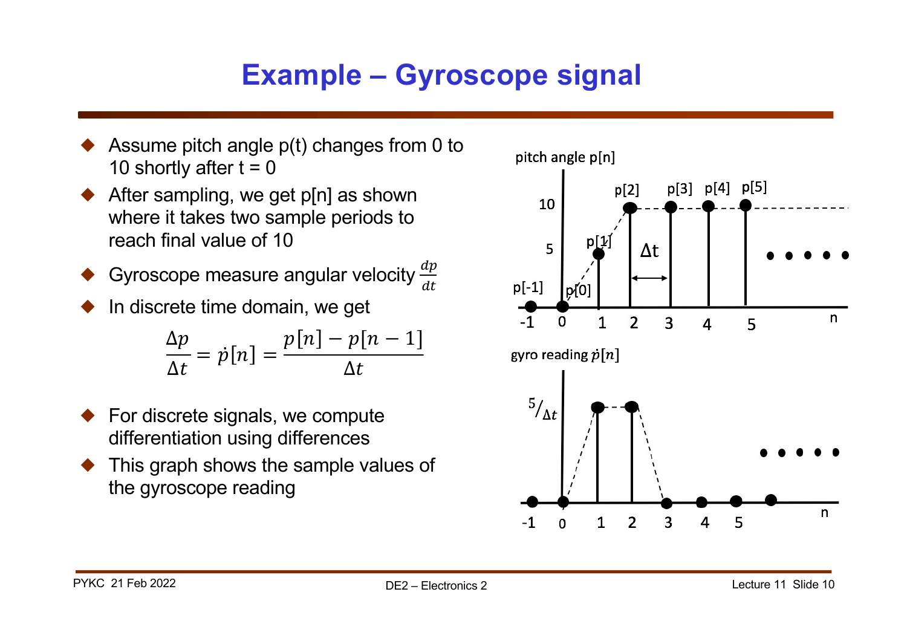# Example – Gyroscope signal

- Assume pitch angle p(t) changes from 0 to 10 shortly after t = 0
- After sampling, we get p[n] as shown where it takes two sample periods to reach final value of 10
- Gyroscope measure angular velocity $\frac{dp}{dt}$
- In discrete time domain, we get

$$\frac{\Delta p}{\Delta t} = \dot{p}[n] = \frac{p[n] - p[n-1]}{\Delta t}$$

- For discrete signals, we compute differentiation using differences
- This graph shows the sample values of the gyroscope reading

pitch angle p[n]

10, 5, p[-1], p[0], p[1], p[2], p[3], p[4], p[5], Δt, -1, 0, 1, 2, 3, 4, 5, n

gyro reading $\dot{p}[n]$

$^5/_{\Delta t}$, -1, 0, 1, 2, 3, 4, 5, n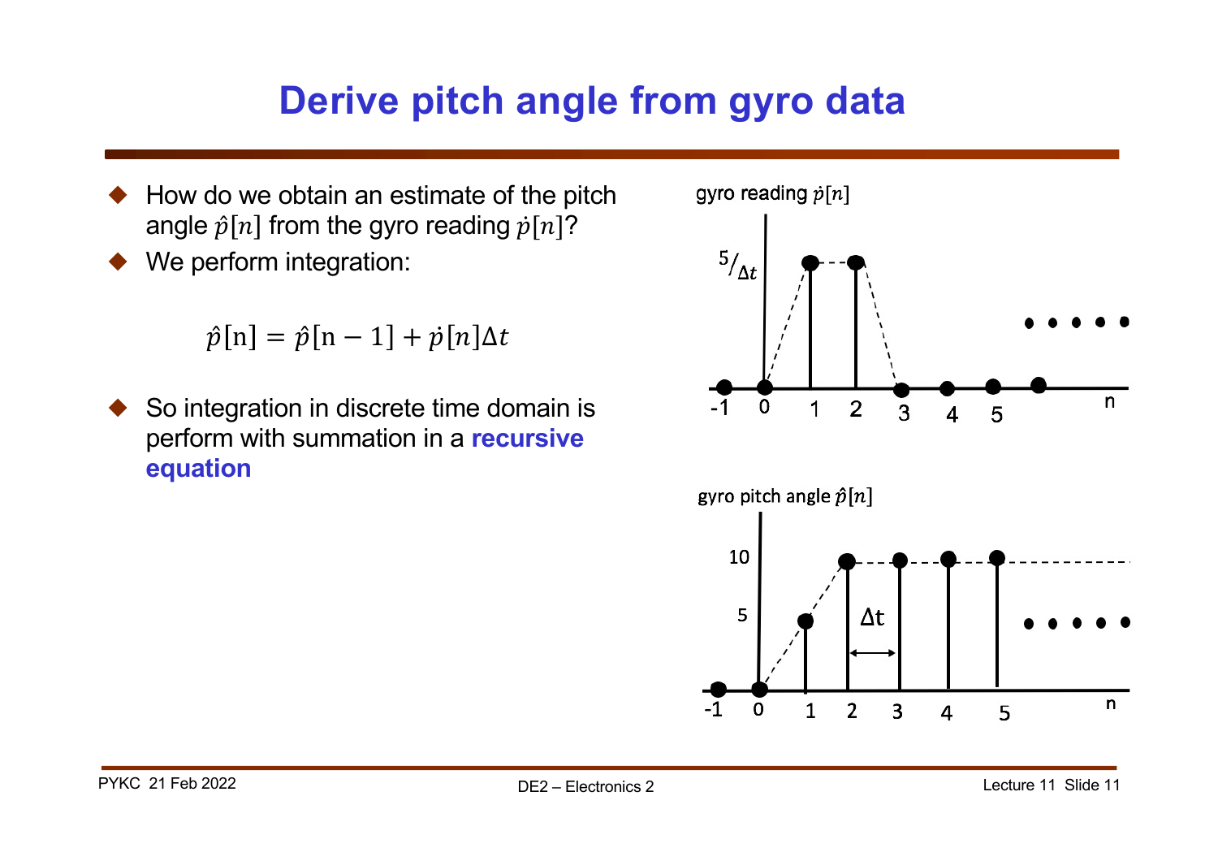# Derive pitch angle from gyro data

- How do we obtain an estimate of the pitch angle $\hat{p}[n]$ from the gyro reading $\dot{p}[n]$?
- We perform integration:

$$\hat{p}[\mathrm{n}] = \hat{p}[\mathrm{n}-1] + \dot{p}[n]\Delta t$$

- So integration in discrete time domain is perform with summation in a **recursive equation**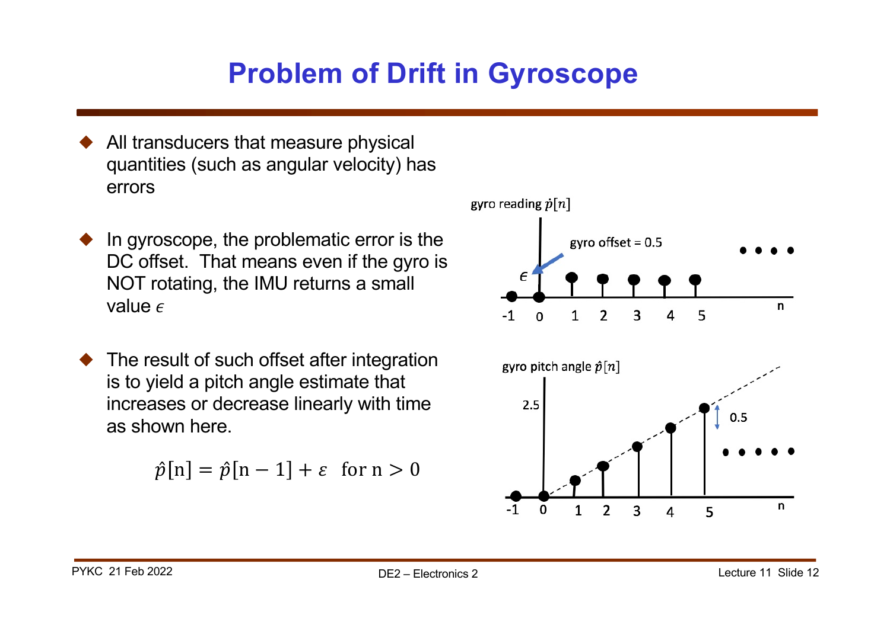# Problem of Drift in Gyroscope

- All transducers that measure physical quantities (such as angular velocity) has errors
- In gyroscope, the problematic error is the DC offset. That means even if the gyro is NOT rotating, the IMU returns a small value $\epsilon$
- The result of such offset after integration is to yield a pitch angle estimate that increases or decrease linearly with time as shown here.

$$\hat{p}[\mathrm{n}] = \hat{p}[\mathrm{n}-1] + \varepsilon \quad \text{for n} > 0$$

gyro reading $\dot{p}[n]$

gyro offset = 0.5

$\epsilon$

gyro pitch angle $\hat{p}[n]$

2.5

0.5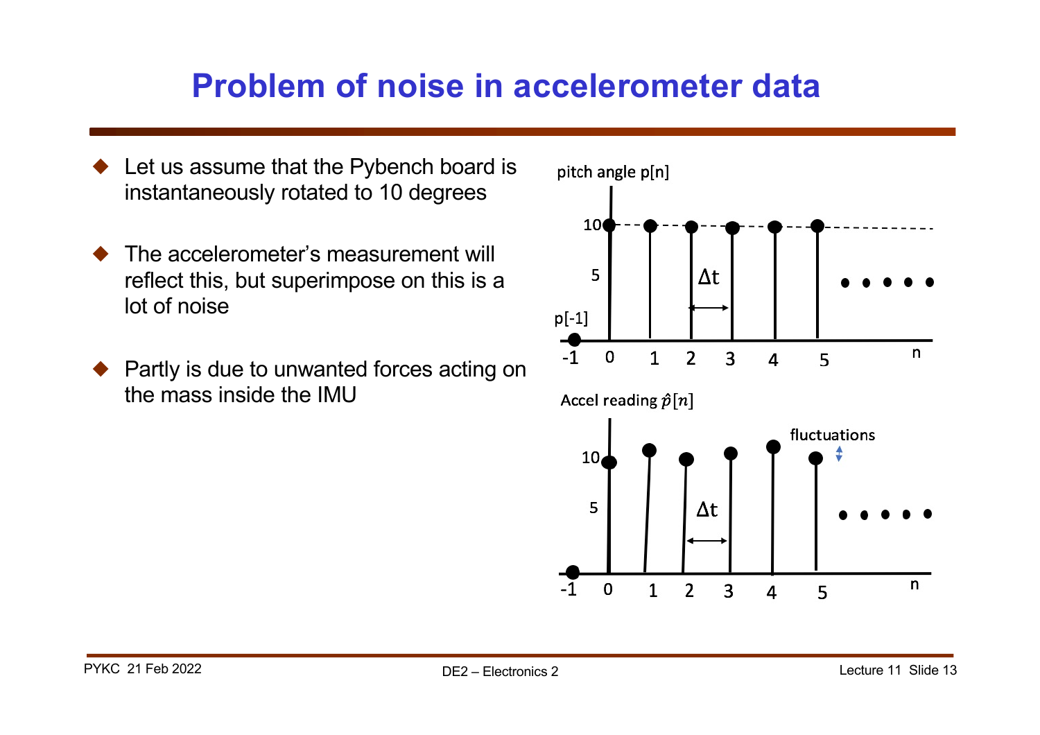# Problem of noise in accelerometer data

- Let us assume that the Pybench board is instantaneously rotated to 10 degrees
- The accelerometer's measurement will reflect this, but superimpose on this is a lot of noise
- Partly is due to unwanted forces acting on the mass inside the IMU

pitch angle $p[n]$

10

5

$p[-1]$

$\Delta t$

-1 0 1 2 3 4 5 n

Accel reading $\hat{p}[n]$

fluctuations

10

5

$\Delta t$

-1 0 1 2 3 4 5 n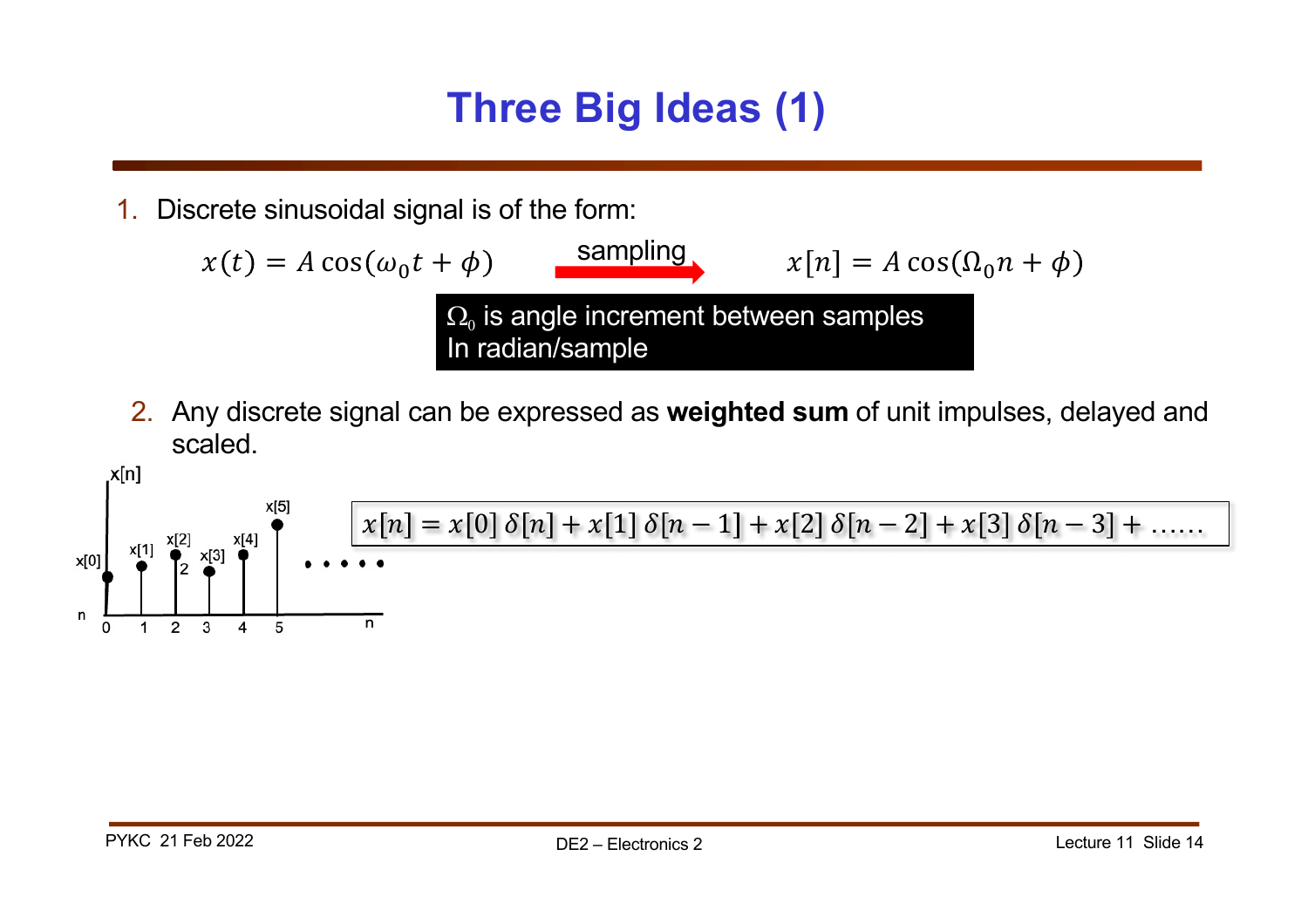# Three Big Ideas (1)

1. Discrete sinusoidal signal is of the form:

$$x(t) = A\cos(\omega_0 t + \phi) \xrightarrow{\text{sampling}} x[n] = A\cos(\Omega_0 n + \phi)$$

$\Omega_0$ is angle increment between samples
In radian/sample

2. Any discrete signal can be expressed as **weighted sum** of unit impulses, delayed and scaled.

$$x[n] = x[0]\,\delta[n] + x[1]\,\delta[n-1] + x[2]\,\delta[n-2] + x[3]\,\delta[n-3] + \ldots\ldots$$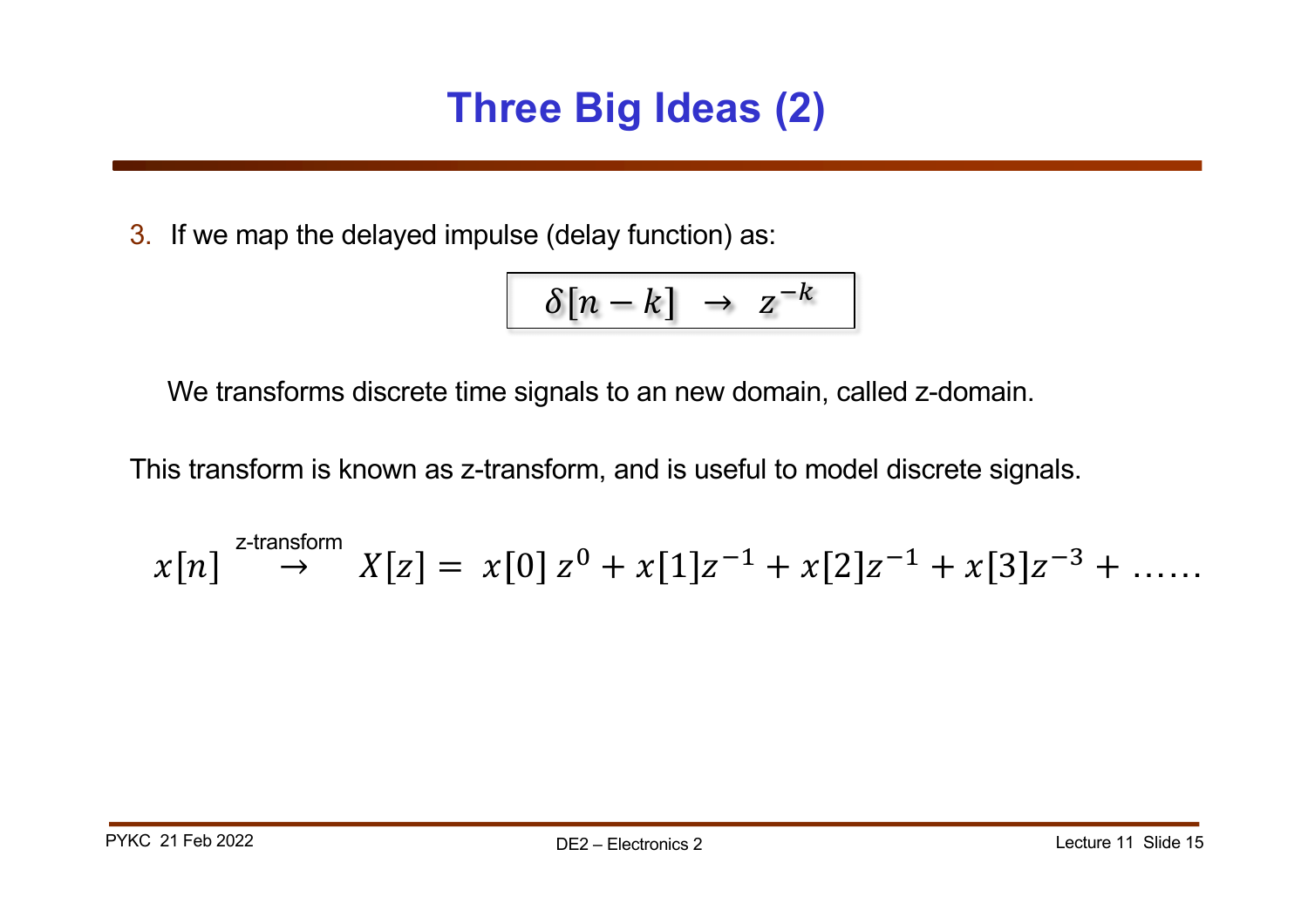# Three Big Ideas (2)

3. If we map the delayed impulse (delay function) as:

$$\delta[n-k] \;\rightarrow\; z^{-k}$$

We transforms discrete time signals to an new domain, called z-domain.

This transform is known as z-transform, and is useful to model discrete signals.

$$x[n] \overset{\text{z-transform}}{\rightarrow} X[z] = x[0]\,z^{0} + x[1]z^{-1} + x[2]z^{-1} + x[3]z^{-3} + \ldots\ldots$$